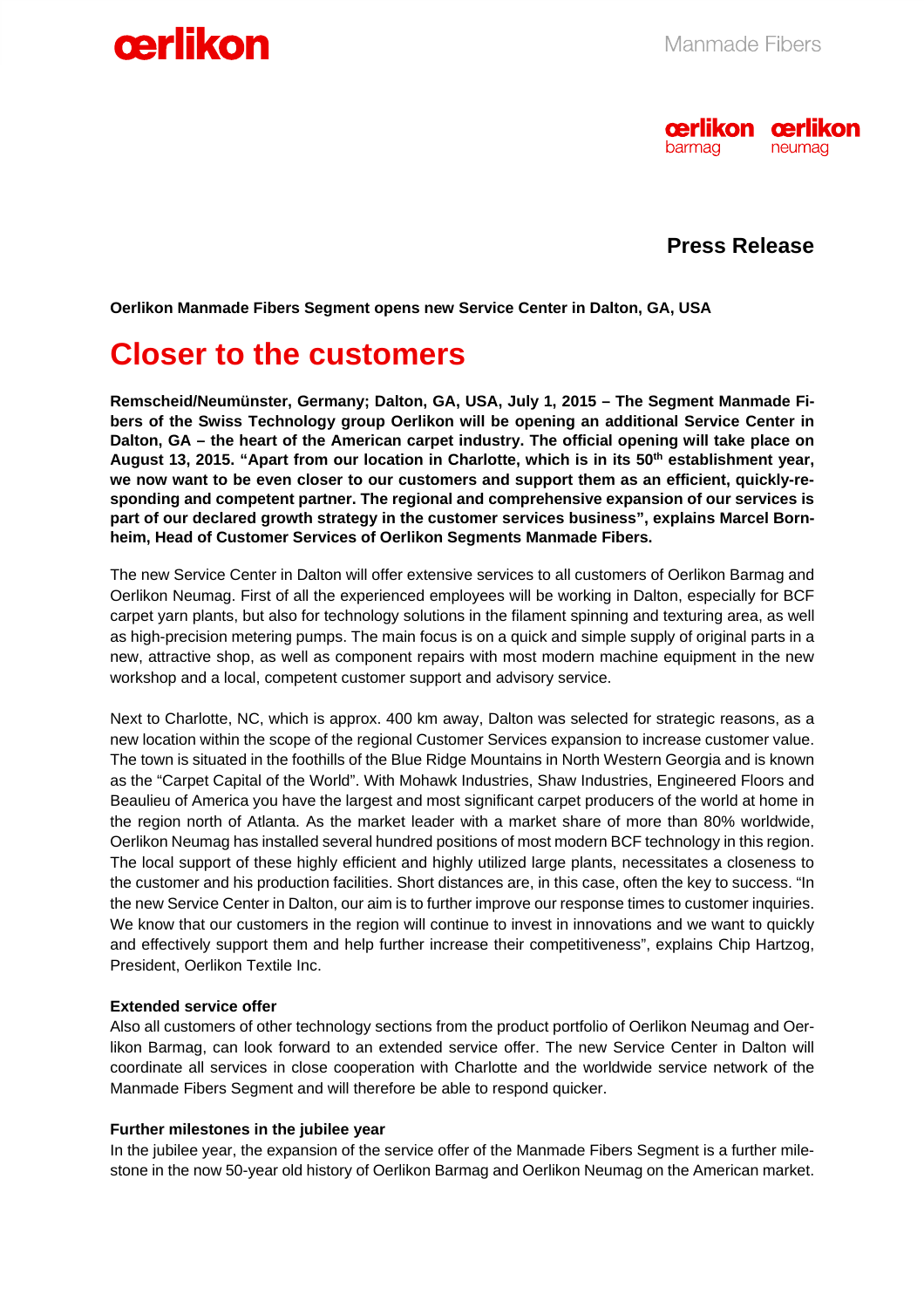Manmade Fibers

**Press Release**

**Oerlikon Manmade Fibers Segment opens new Service Center in Dalton, GA, USA**

# Closer to the customers

**Remscheid/Neumünster, Germany; Dalton, GA, USA, July 1, 2015 – The Segment Manmade Fibers of the Swiss Technology group Oerlikon will be opening an additional Service Center in Dalton, GA – the heart of the American carpet industry. The official opening will take place on August 13, 2015. "Apart from our location in Charlotte, which is in its 50th establishment year, we now want to be even closer to our customers and support them as an efficient, quickly-responding and competent partner. The regional and comprehensive expansion of our services is part of our declared growth strategy in the customer services business", explains Marcel Bornheim, Head of Customer Services of Oerlikon Segments Manmade Fibers.**

The new Service Center in Dalton will offer extensive services to all customers of Oerlikon Barmag and Oerlikon Neumag. First of all the experienced employees will be working in Dalton, especially for BCF carpet yarn plants, but also for technology solutions in the filament spinning and texturing area, as well as high-precision metering pumps. The main focus is on a quick and simple supply of original parts in a new, attractive shop, as well as component repairs with most modern machine equipment in the new workshop and a local, competent customer support and advisory service.

Next to Charlotte, NC, which is approx. 400 km away, Dalton was selected for strategic reasons, as a new location within the scope of the regional Customer Services expansion to increase customer value. The town is situated in the foothills of the Blue Ridge Mountains in North Western Georgia and is known as the "Carpet Capital of the World". With Mohawk Industries, Shaw Industries, Engineered Floors and Beaulieu of America you have the largest and most significant carpet producers of the world at home in the region north of Atlanta. As the market leader with a market share of more than 80% worldwide, Oerlikon Neumag has installed several hundred positions of most modern BCF technology in this region. The local support of these highly efficient and highly utilized large plants, necessitates a closeness to the customer and his production facilities. Short distances are, in this case, often the key to success. "In the new Service Center in Dalton, our aim is to further improve our response times to customer inquiries. We know that our customers in the region will continue to invest in innovations and we want to quickly and effectively support them and help further increase their competitiveness", explains Chip Hartzog, President, Oerlikon Textile Inc.

**Extended service offer**

Also all customers of other technology sections from the product portfolio of Oerlikon Neumag and Oerlikon Barmag, can look forward to an extended service offer. The new Service Center in Dalton will coordinate all services in close cooperation with Charlotte and the worldwide service network of the Manmade Fibers Segment and will therefore be able to respond quicker.

**Further milestones in the jubilee year**

In the jubilee year, the expansion of the service offer of the Manmade Fibers Segment is a further milestone in the now 50-year old history of Oerlikon Barmag and Oerlikon Neumag on the American market.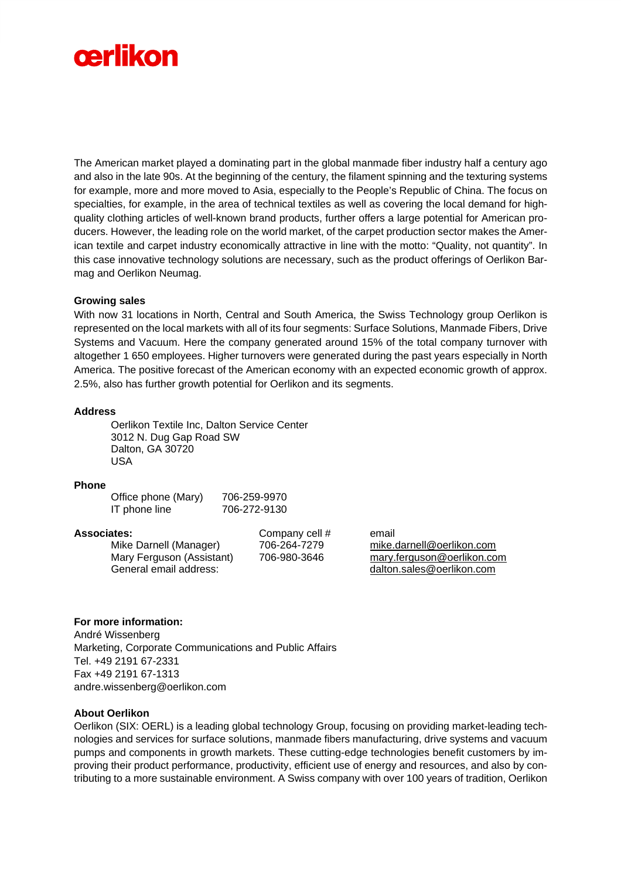The American market played a dominating part in the global manmade fiber industry half a century ago and also in the late 90s. At the beginning of the century, the filament spinning and the texturing systems for example, more and more moved to Asia, especially to the People's Republic of China. The focus on specialties, for example, in the area of technical textiles as well as covering the local demand for high-quality clothing articles of well-known brand products, further offers a large potential for American producers. However, the leading role on the world market, of the carpet production sector makes the American textile and carpet industry economically attractive in line with the motto: "Quality, not quantity". In this case innovative technology solutions are necessary, such as the product offerings of Oerlikon Barmag and Oerlikon Neumag.

**Growing sales**

With now 31 locations in North, Central and South America, the Swiss Technology group Oerlikon is represented on the local markets with all of its four segments: Surface Solutions, Manmade Fibers, Drive Systems and Vacuum. Here the company generated around 15% of the total company turnover with altogether 1 650 employees. Higher turnovers were generated during the past years especially in North America. The positive forecast of the American economy with an expected economic growth of approx. 2.5%, also has further growth potential for Oerlikon and its segments.

**Address**

Oerlikon Textile Inc, Dalton Service Center
3012 N. Dug Gap Road SW
Dalton, GA 30720
USA

**Phone**

| | |
|---|---|
| Office phone (Mary) | 706-259-9970 |
| IT phone line | 706-272-9130 |

| **Associates:** | Company cell # | email |
|---|---|---|
| Mike Darnell (Manager) | 706-264-7279 | mike.darnell@oerlikon.com |
| Mary Ferguson (Assistant) | 706-980-3646 | mary.ferguson@oerlikon.com |
| General email address: | | dalton.sales@oerlikon.com |

**For more information:**

André Wissenberg
Marketing, Corporate Communications and Public Affairs
Tel. +49 2191 67-2331
Fax +49 2191 67-1313
andre.wissenberg@oerlikon.com

**About Oerlikon**

Oerlikon (SIX: OERL) is a leading global technology Group, focusing on providing market-leading technologies and services for surface solutions, manmade fibers manufacturing, drive systems and vacuum pumps and components in growth markets. These cutting-edge technologies benefit customers by improving their product performance, productivity, efficient use of energy and resources, and also by contributing to a more sustainable environment. A Swiss company with over 100 years of tradition, Oerlikon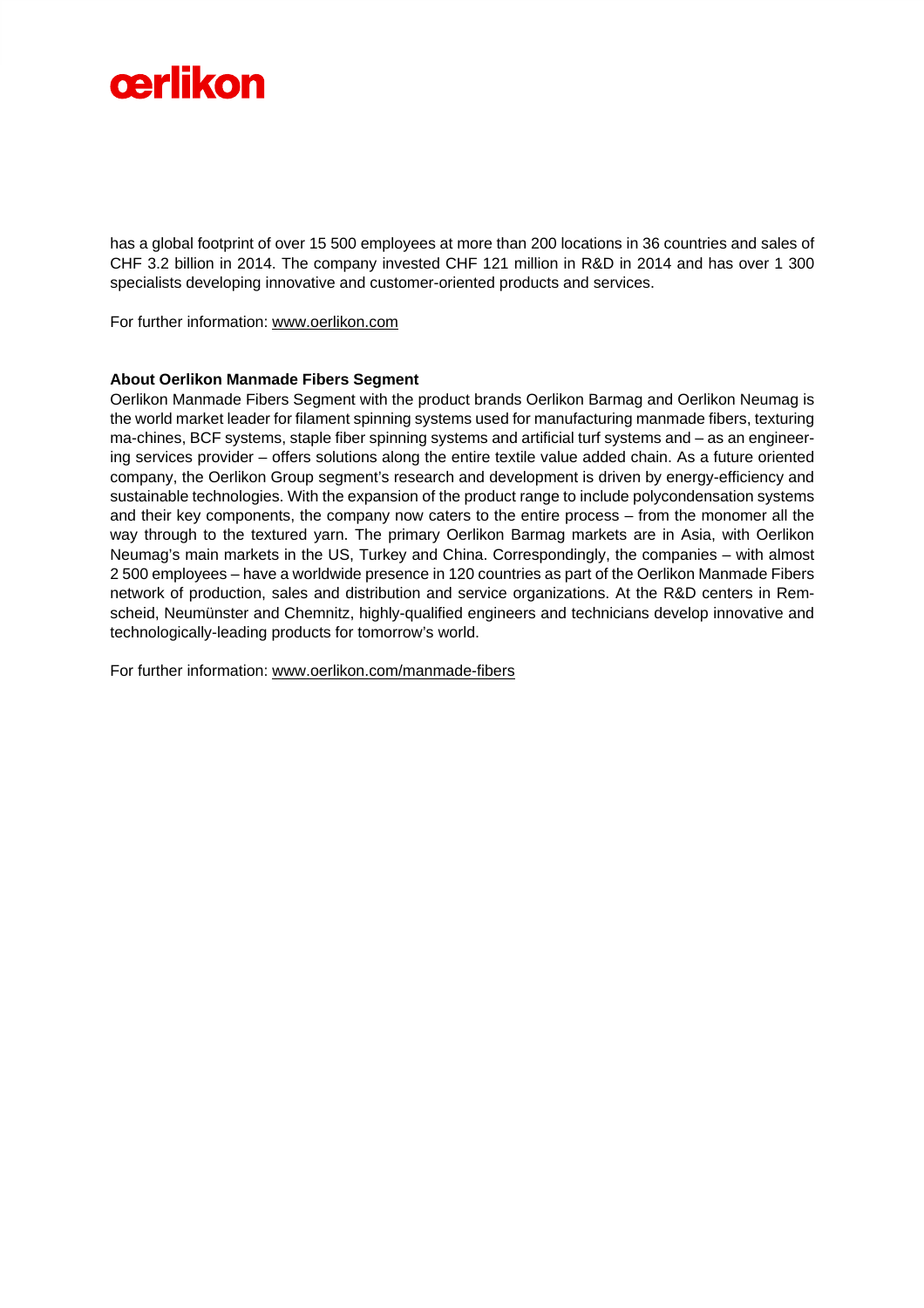has a global footprint of over 15 500 employees at more than 200 locations in 36 countries and sales of CHF 3.2 billion in 2014. The company invested CHF 121 million in R&D in 2014 and has over 1 300 specialists developing innovative and customer-oriented products and services.

For further information: www.oerlikon.com

**About Oerlikon Manmade Fibers Segment**

Oerlikon Manmade Fibers Segment with the product brands Oerlikon Barmag and Oerlikon Neumag is the world market leader for filament spinning systems used for manufacturing manmade fibers, texturing ma-chines, BCF systems, staple fiber spinning systems and artificial turf systems and – as an engineering services provider – offers solutions along the entire textile value added chain. As a future oriented company, the Oerlikon Group segment's research and development is driven by energy-efficiency and sustainable technologies. With the expansion of the product range to include polycondensation systems and their key components, the company now caters to the entire process – from the monomer all the way through to the textured yarn. The primary Oerlikon Barmag markets are in Asia, with Oerlikon Neumag's main markets in the US, Turkey and China. Correspondingly, the companies – with almost 2 500 employees – have a worldwide presence in 120 countries as part of the Oerlikon Manmade Fibers network of production, sales and distribution and service organizations. At the R&D centers in Remscheid, Neumünster and Chemnitz, highly-qualified engineers and technicians develop innovative and technologically-leading products for tomorrow's world.

For further information: www.oerlikon.com/manmade-fibers